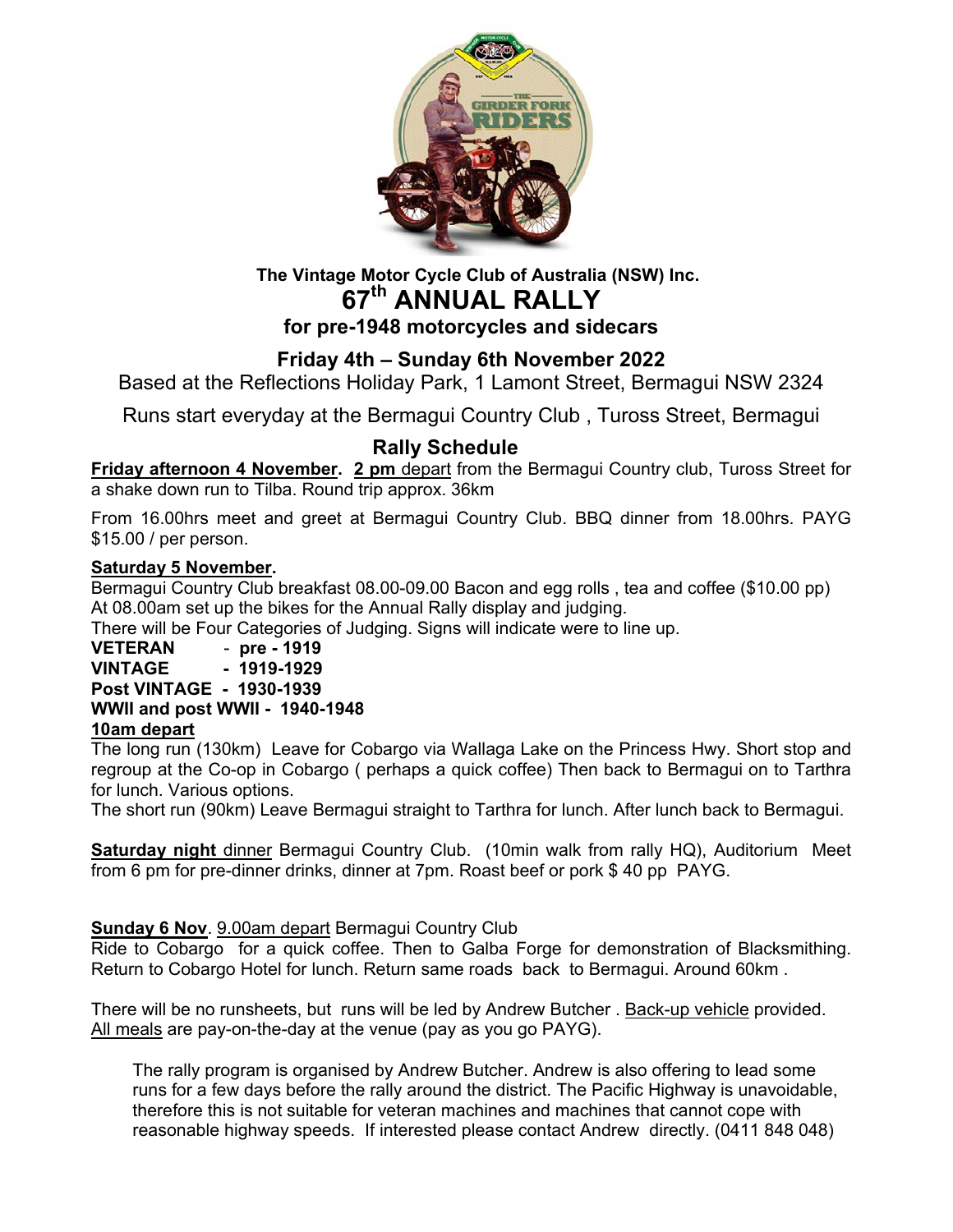**The Vintage Motor Cycle Club of Australia (NSW) Inc.**

# 67th ANNUAL RALLY

## for pre-1948 motorcycles and sidecars

## Friday 4th – Sunday 6th November 2022

Based at the Reflections Holiday Park, 1 Lamont Street, Bermagui NSW 2324

Runs start everyday at the Bermagui Country Club , Tuross Street, Bermagui

## Rally Schedule

**Friday afternoon 4 November.** **2 pm** depart from the Bermagui Country club, Tuross Street for a shake down run to Tilba. Round trip approx. 36km

From 16.00hrs meet and greet at Bermagui Country Club. BBQ dinner from 18.00hrs. PAYG $15.00 / per person.

**Saturday 5 November.**

Bermagui Country Club breakfast 08.00-09.00 Bacon and egg rolls , tea and coffee ($10.00 pp)
At 08.00am set up the bikes for the Annual Rally display and judging.
There will be Four Categories of Judging. Signs will indicate were to line up.

**VETERAN - pre - 1919**
**VINTAGE - 1919-1929**
**Post VINTAGE - 1930-1939**
**WWII and post WWII - 1940-1948**

**10am depart**

The long run (130km) Leave for Cobargo via Wallaga Lake on the Princess Hwy. Short stop and regroup at the Co-op in Cobargo ( perhaps a quick coffee) Then back to Bermagui on to Tarthra for lunch. Various options.
The short run (90km) Leave Bermagui straight to Tarthra for lunch. After lunch back to Bermagui.

**Saturday night** dinner Bermagui Country Club. (10min walk from rally HQ), Auditorium Meet from 6 pm for pre-dinner drinks, dinner at 7pm. Roast beef or pork $ 40 pp PAYG.

**Sunday 6 Nov**. 9.00am depart Bermagui Country Club
Ride to Cobargo for a quick coffee. Then to Galba Forge for demonstration of Blacksmithing. Return to Cobargo Hotel for lunch. Return same roads back to Bermagui. Around 60km .

There will be no runsheets, but runs will be led by Andrew Butcher . Back-up vehicle provided. All meals are pay-on-the-day at the venue (pay as you go PAYG).

The rally program is organised by Andrew Butcher. Andrew is also offering to lead some runs for a few days before the rally around the district. The Pacific Highway is unavoidable, therefore this is not suitable for veteran machines and machines that cannot cope with reasonable highway speeds. If interested please contact Andrew directly. (0411 848 048)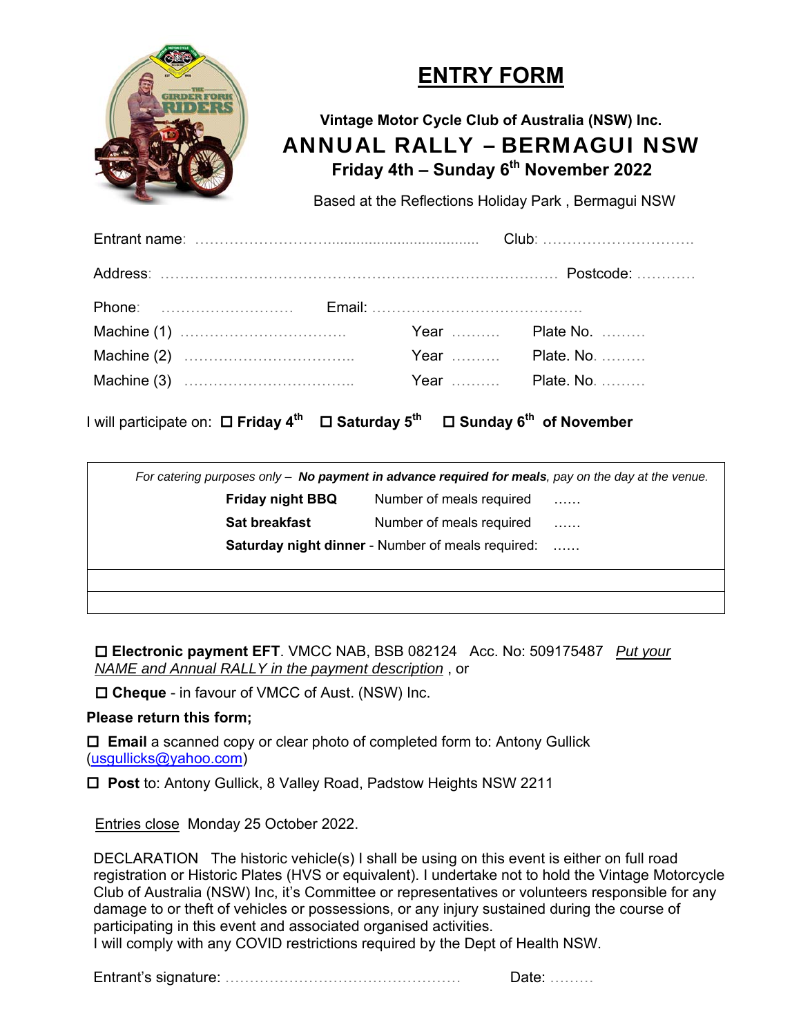# ENTRY FORM

**Vintage Motor Cycle Club of Australia (NSW) Inc.**

## ANNUAL RALLY – BERMAGUI NSW

**Friday 4th – Sunday 6th November 2022**

Based at the Reflections Holiday Park , Bermagui NSW

Entrant name: ……………………….................................... Club: ………………………….

Address: ……………………………………………………………………… Postcode: …………

Phone: ……………………… Email: ……………………………………

Machine (1) …………………………… Year ………. Plate No. ………

Machine (2) …………………………….. Year ………. Plate. No. ………

Machine (3) …………………………….. Year ………. Plate. No. ………

I will participate on: ☐ **Friday 4th** ☐ **Saturday 5th** ☐ **Sunday 6th of November**

*For catering purposes only – **No payment in advance required for meals**, pay on the day at the venue.*

**Friday night BBQ** Number of meals required ……

**Sat breakfast** Number of meals required ……

**Saturday night dinner** - Number of meals required: ……

☐ **Electronic payment EFT**. VMCC NAB, BSB 082124 Acc. No: 509175487 *Put your NAME and Annual RALLY in the payment description* , or

☐ **Cheque** - in favour of VMCC of Aust. (NSW) Inc.

**Please return this form;**

☐ **Email** a scanned copy or clear photo of completed form to: Antony Gullick (usgullicks@yahoo.com)

☐ **Post** to: Antony Gullick, 8 Valley Road, Padstow Heights NSW 2211

Entries close Monday 25 October 2022.

DECLARATION The historic vehicle(s) I shall be using on this event is either on full road registration or Historic Plates (HVS or equivalent). I undertake not to hold the Vintage Motorcycle Club of Australia (NSW) Inc, it's Committee or representatives or volunteers responsible for any damage to or theft of vehicles or possessions, or any injury sustained during the course of participating in this event and associated organised activities.
I will comply with any COVID restrictions required by the Dept of Health NSW.

Entrant's signature: ………………………………………… Date: ………